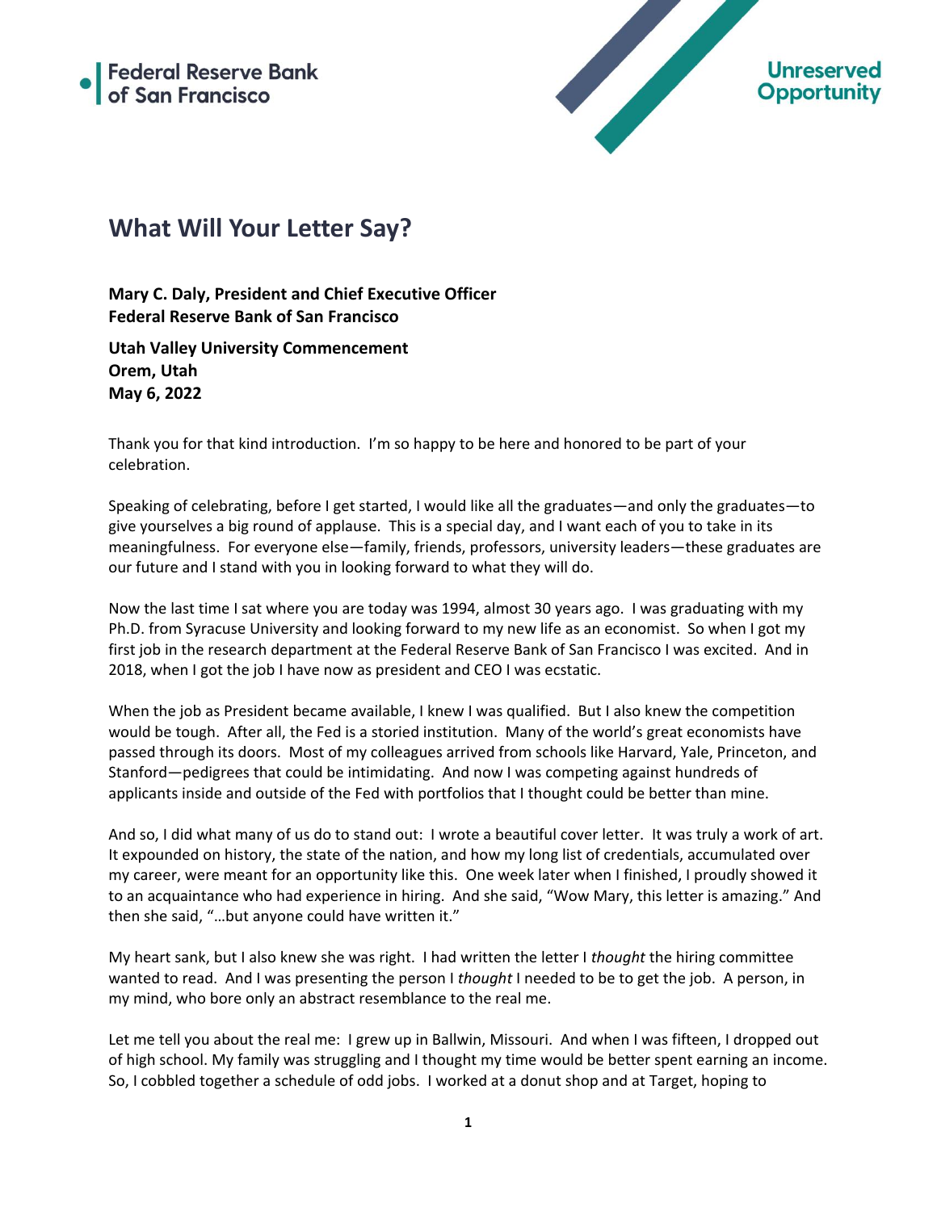Federal Reserve Bank of San Francisco

Unreserved Opportunity

# What Will Your Letter Say?

**Mary C. Daly, President and Chief Executive Officer**
**Federal Reserve Bank of San Francisco**

**Utah Valley University Commencement**
**Orem, Utah**
**May 6, 2022**

Thank you for that kind introduction. I'm so happy to be here and honored to be part of your celebration.

Speaking of celebrating, before I get started, I would like all the graduates—and only the graduates—to give yourselves a big round of applause. This is a special day, and I want each of you to take in its meaningfulness. For everyone else—family, friends, professors, university leaders—these graduates are our future and I stand with you in looking forward to what they will do.

Now the last time I sat where you are today was 1994, almost 30 years ago. I was graduating with my Ph.D. from Syracuse University and looking forward to my new life as an economist. So when I got my first job in the research department at the Federal Reserve Bank of San Francisco I was excited. And in 2018, when I got the job I have now as president and CEO I was ecstatic.

When the job as President became available, I knew I was qualified. But I also knew the competition would be tough. After all, the Fed is a storied institution. Many of the world's great economists have passed through its doors. Most of my colleagues arrived from schools like Harvard, Yale, Princeton, and Stanford—pedigrees that could be intimidating. And now I was competing against hundreds of applicants inside and outside of the Fed with portfolios that I thought could be better than mine.

And so, I did what many of us do to stand out: I wrote a beautiful cover letter. It was truly a work of art. It expounded on history, the state of the nation, and how my long list of credentials, accumulated over my career, were meant for an opportunity like this. One week later when I finished, I proudly showed it to an acquaintance who had experience in hiring. And she said, "Wow Mary, this letter is amazing." And then she said, "…but anyone could have written it."

My heart sank, but I also knew she was right. I had written the letter I *thought* the hiring committee wanted to read. And I was presenting the person I *thought* I needed to be to get the job. A person, in my mind, who bore only an abstract resemblance to the real me.

Let me tell you about the real me: I grew up in Ballwin, Missouri. And when I was fifteen, I dropped out of high school. My family was struggling and I thought my time would be better spent earning an income. So, I cobbled together a schedule of odd jobs. I worked at a donut shop and at Target, hoping to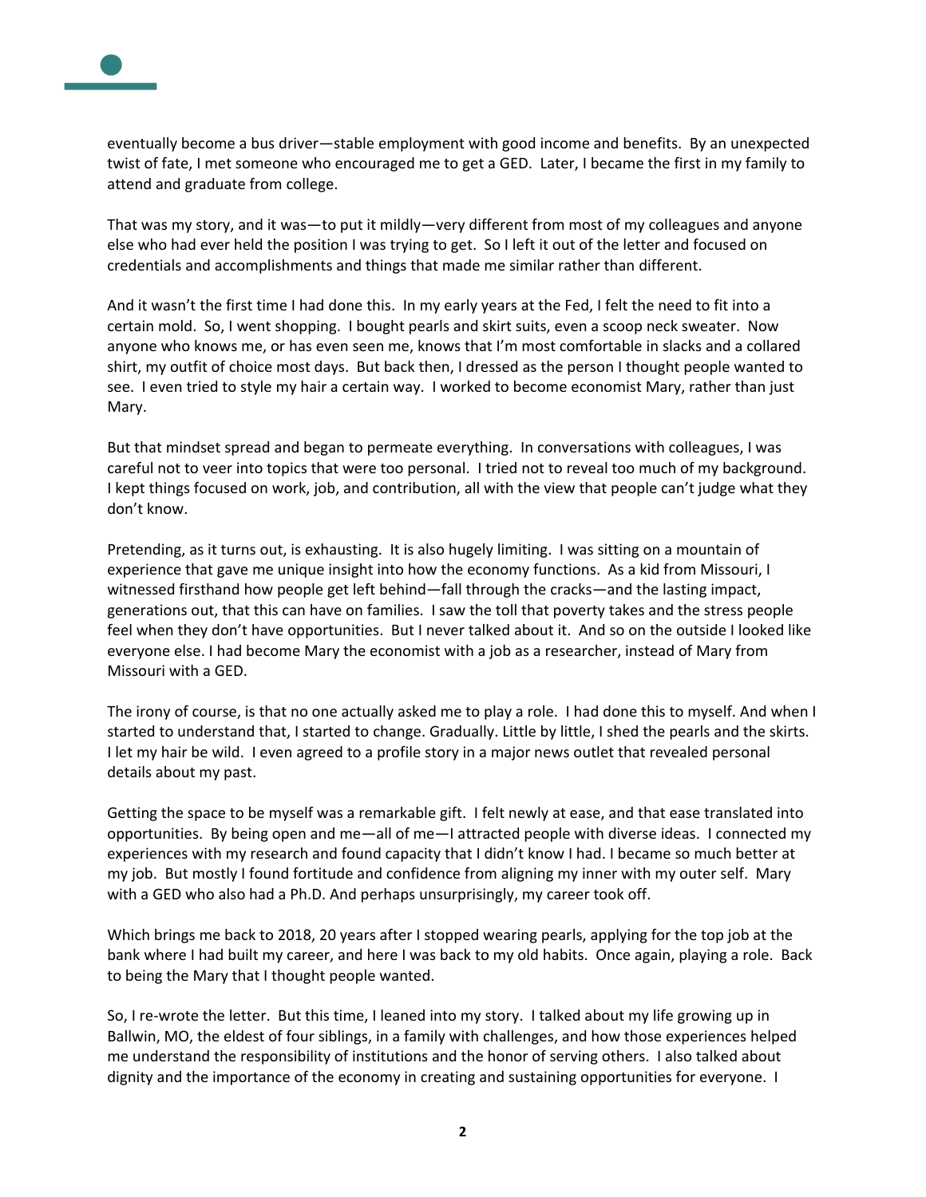eventually become a bus driver—stable employment with good income and benefits. By an unexpected twist of fate, I met someone who encouraged me to get a GED. Later, I became the first in my family to attend and graduate from college.

That was my story, and it was—to put it mildly—very different from most of my colleagues and anyone else who had ever held the position I was trying to get. So I left it out of the letter and focused on credentials and accomplishments and things that made me similar rather than different.

And it wasn't the first time I had done this. In my early years at the Fed, I felt the need to fit into a certain mold. So, I went shopping. I bought pearls and skirt suits, even a scoop neck sweater. Now anyone who knows me, or has even seen me, knows that I'm most comfortable in slacks and a collared shirt, my outfit of choice most days. But back then, I dressed as the person I thought people wanted to see. I even tried to style my hair a certain way. I worked to become economist Mary, rather than just Mary.

But that mindset spread and began to permeate everything. In conversations with colleagues, I was careful not to veer into topics that were too personal. I tried not to reveal too much of my background. I kept things focused on work, job, and contribution, all with the view that people can't judge what they don't know.

Pretending, as it turns out, is exhausting. It is also hugely limiting. I was sitting on a mountain of experience that gave me unique insight into how the economy functions. As a kid from Missouri, I witnessed firsthand how people get left behind—fall through the cracks—and the lasting impact, generations out, that this can have on families. I saw the toll that poverty takes and the stress people feel when they don't have opportunities. But I never talked about it. And so on the outside I looked like everyone else. I had become Mary the economist with a job as a researcher, instead of Mary from Missouri with a GED.

The irony of course, is that no one actually asked me to play a role. I had done this to myself. And when I started to understand that, I started to change. Gradually. Little by little, I shed the pearls and the skirts. I let my hair be wild. I even agreed to a profile story in a major news outlet that revealed personal details about my past.

Getting the space to be myself was a remarkable gift. I felt newly at ease, and that ease translated into opportunities. By being open and me—all of me—I attracted people with diverse ideas. I connected my experiences with my research and found capacity that I didn't know I had. I became so much better at my job. But mostly I found fortitude and confidence from aligning my inner with my outer self. Mary with a GED who also had a Ph.D. And perhaps unsurprisingly, my career took off.

Which brings me back to 2018, 20 years after I stopped wearing pearls, applying for the top job at the bank where I had built my career, and here I was back to my old habits. Once again, playing a role. Back to being the Mary that I thought people wanted.

So, I re-wrote the letter. But this time, I leaned into my story. I talked about my life growing up in Ballwin, MO, the eldest of four siblings, in a family with challenges, and how those experiences helped me understand the responsibility of institutions and the honor of serving others. I also talked about dignity and the importance of the economy in creating and sustaining opportunities for everyone. I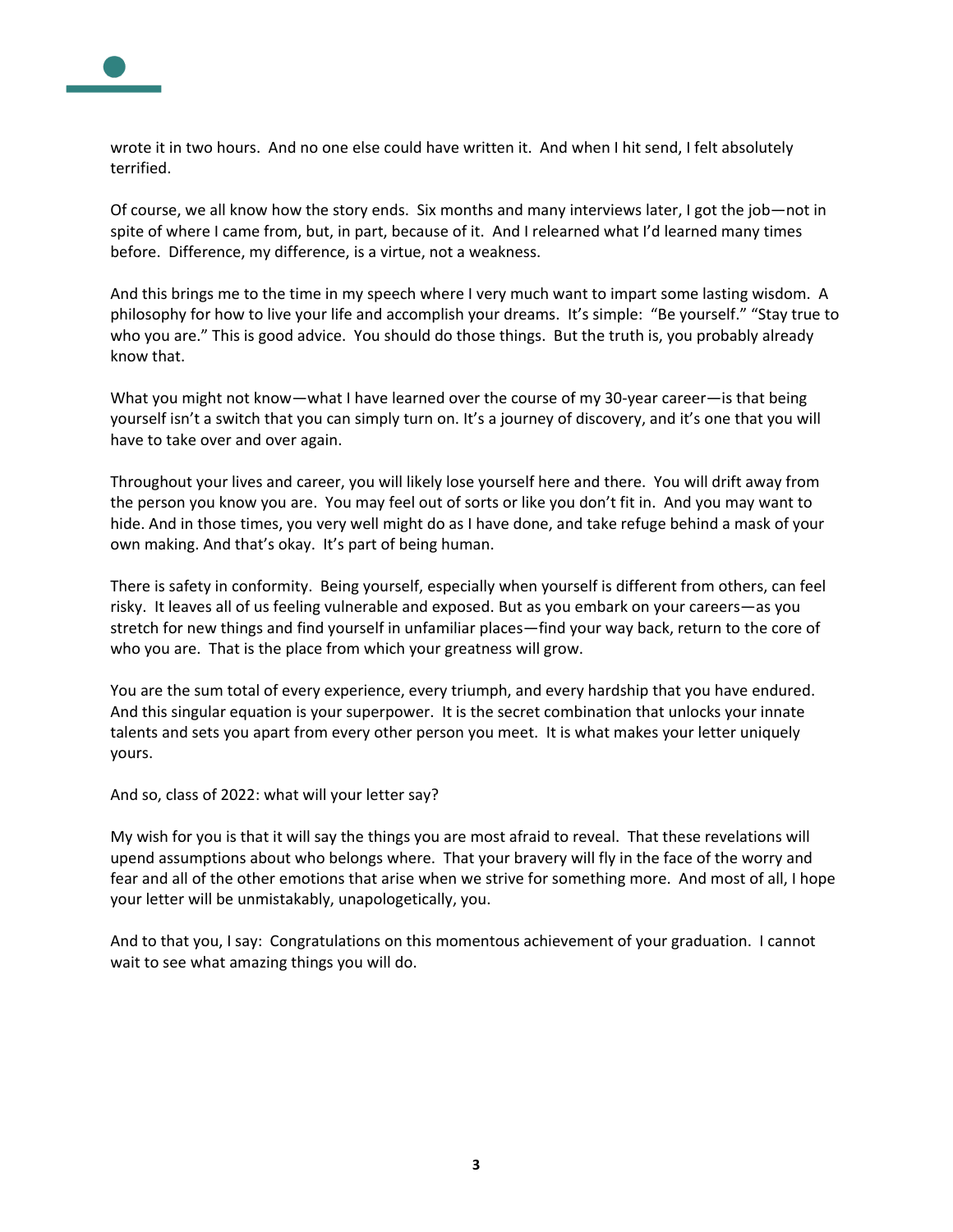wrote it in two hours. And no one else could have written it. And when I hit send, I felt absolutely terrified.

Of course, we all know how the story ends. Six months and many interviews later, I got the job—not in spite of where I came from, but, in part, because of it. And I relearned what I'd learned many times before. Difference, my difference, is a virtue, not a weakness.

And this brings me to the time in my speech where I very much want to impart some lasting wisdom. A philosophy for how to live your life and accomplish your dreams. It's simple: "Be yourself." "Stay true to who you are." This is good advice. You should do those things. But the truth is, you probably already know that.

What you might not know—what I have learned over the course of my 30-year career—is that being yourself isn't a switch that you can simply turn on. It's a journey of discovery, and it's one that you will have to take over and over again.

Throughout your lives and career, you will likely lose yourself here and there. You will drift away from the person you know you are. You may feel out of sorts or like you don't fit in. And you may want to hide. And in those times, you very well might do as I have done, and take refuge behind a mask of your own making. And that's okay. It's part of being human.

There is safety in conformity. Being yourself, especially when yourself is different from others, can feel risky. It leaves all of us feeling vulnerable and exposed. But as you embark on your careers—as you stretch for new things and find yourself in unfamiliar places—find your way back, return to the core of who you are. That is the place from which your greatness will grow.

You are the sum total of every experience, every triumph, and every hardship that you have endured. And this singular equation is your superpower. It is the secret combination that unlocks your innate talents and sets you apart from every other person you meet. It is what makes your letter uniquely yours.

And so, class of 2022: what will your letter say?

My wish for you is that it will say the things you are most afraid to reveal. That these revelations will upend assumptions about who belongs where. That your bravery will fly in the face of the worry and fear and all of the other emotions that arise when we strive for something more. And most of all, I hope your letter will be unmistakably, unapologetically, you.

And to that you, I say: Congratulations on this momentous achievement of your graduation. I cannot wait to see what amazing things you will do.